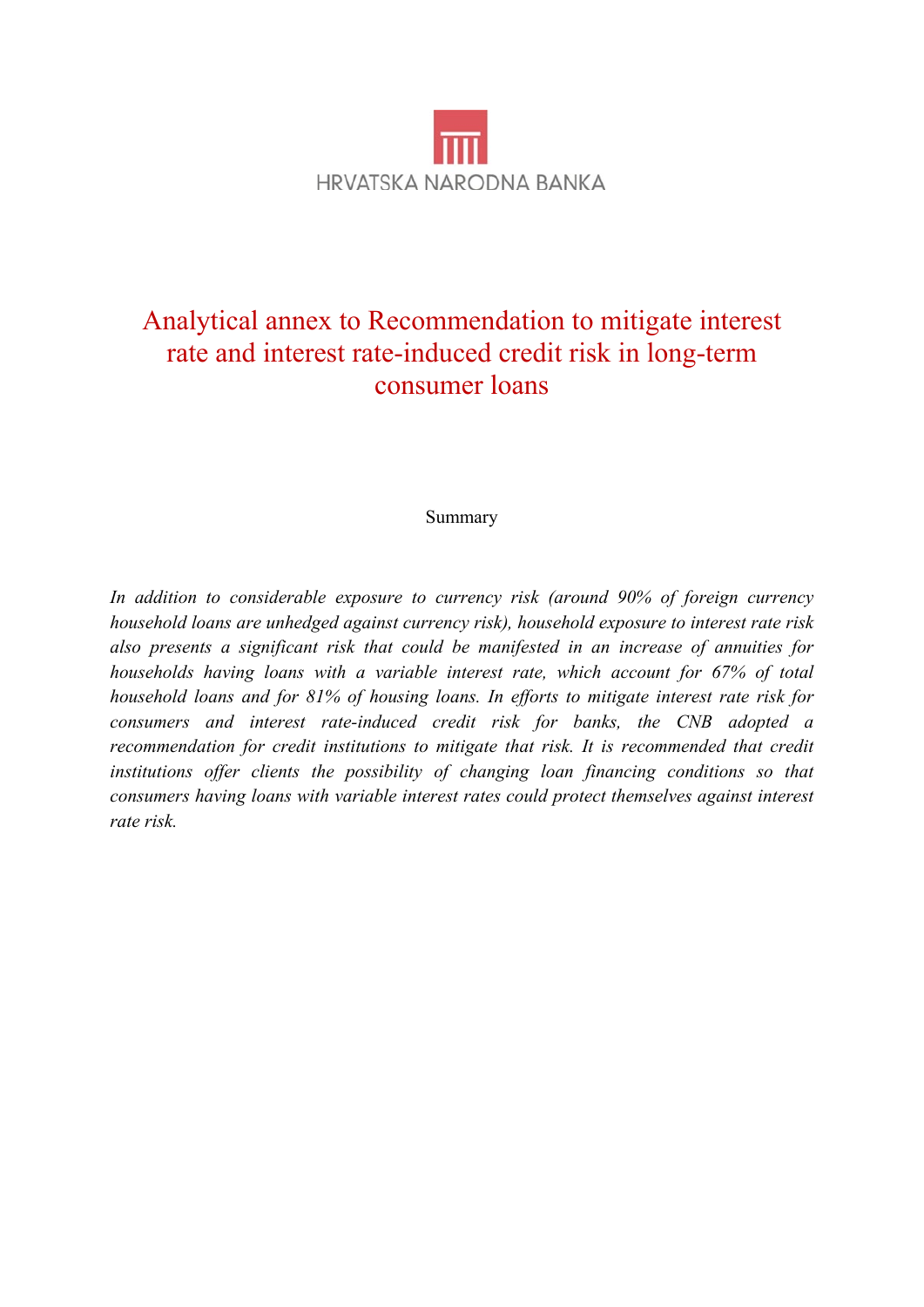HRVATSKA NARODNA BANKA

# Analytical annex to Recommendation to mitigate interest rate and interest rate-induced credit risk in long-term consumer loans

Summary

*In addition to considerable exposure to currency risk (around 90% of foreign currency household loans are unhedged against currency risk), household exposure to interest rate risk also presents a significant risk that could be manifested in an increase of annuities for households having loans with a variable interest rate, which account for 67% of total household loans and for 81% of housing loans. In efforts to mitigate interest rate risk for consumers and interest rate-induced credit risk for banks, the CNB adopted a recommendation for credit institutions to mitigate that risk. It is recommended that credit institutions offer clients the possibility of changing loan financing conditions so that consumers having loans with variable interest rates could protect themselves against interest rate risk.*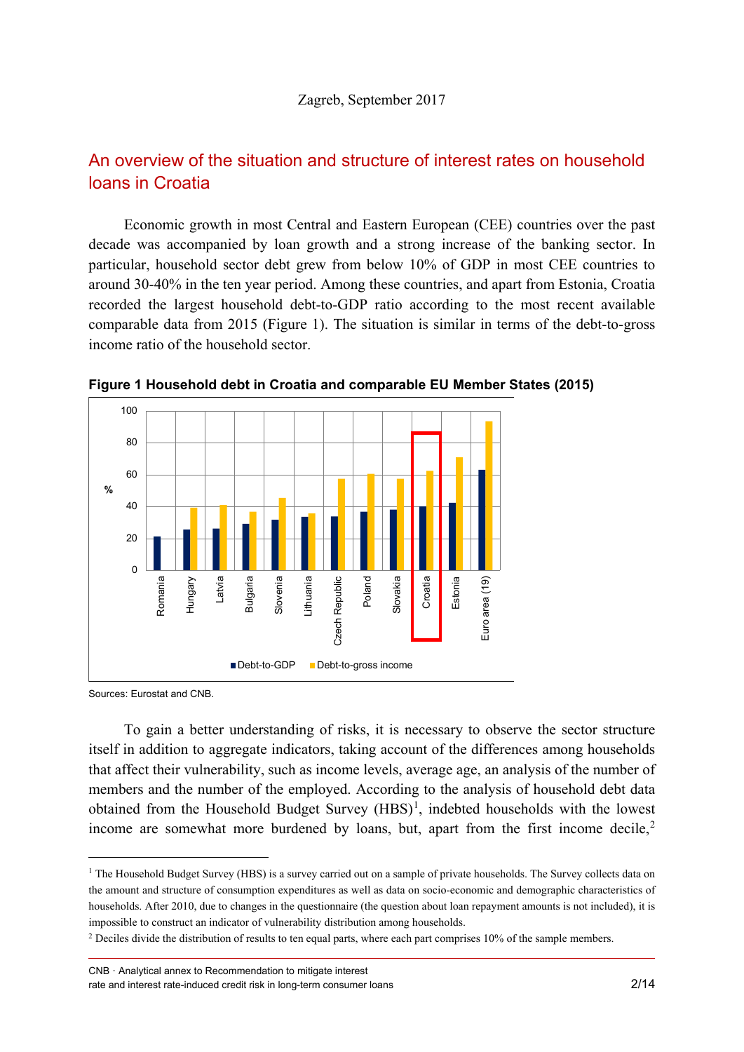Zagreb, September 2017

## An overview of the situation and structure of interest rates on household loans in Croatia

Economic growth in most Central and Eastern European (CEE) countries over the past decade was accompanied by loan growth and a strong increase of the banking sector. In particular, household sector debt grew from below 10% of GDP in most CEE countries to around 30-40% in the ten year period. Among these countries, and apart from Estonia, Croatia recorded the largest household debt-to-GDP ratio according to the most recent available comparable data from 2015 (Figure 1). The situation is similar in terms of the debt-to-gross income ratio of the household sector.

**Figure 1 Household debt in Croatia and comparable EU Member States (2015)**

Sources: Eurostat and CNB.

To gain a better understanding of risks, it is necessary to observe the sector structure itself in addition to aggregate indicators, taking account of the differences among households that affect their vulnerability, such as income levels, average age, an analysis of the number of members and the number of the employed. According to the analysis of household debt data obtained from the Household Budget Survey (HBS)[1], indebted households with the lowest income are somewhat more burdened by loans, but, apart from the first income decile,[2]

[1] The Household Budget Survey (HBS) is a survey carried out on a sample of private households. The Survey collects data on the amount and structure of consumption expenditures as well as data on socio-economic and demographic characteristics of households. After 2010, due to changes in the questionnaire (the question about loan repayment amounts is not included), it is impossible to construct an indicator of vulnerability distribution among households.

[2] Deciles divide the distribution of results to ten equal parts, where each part comprises 10% of the sample members.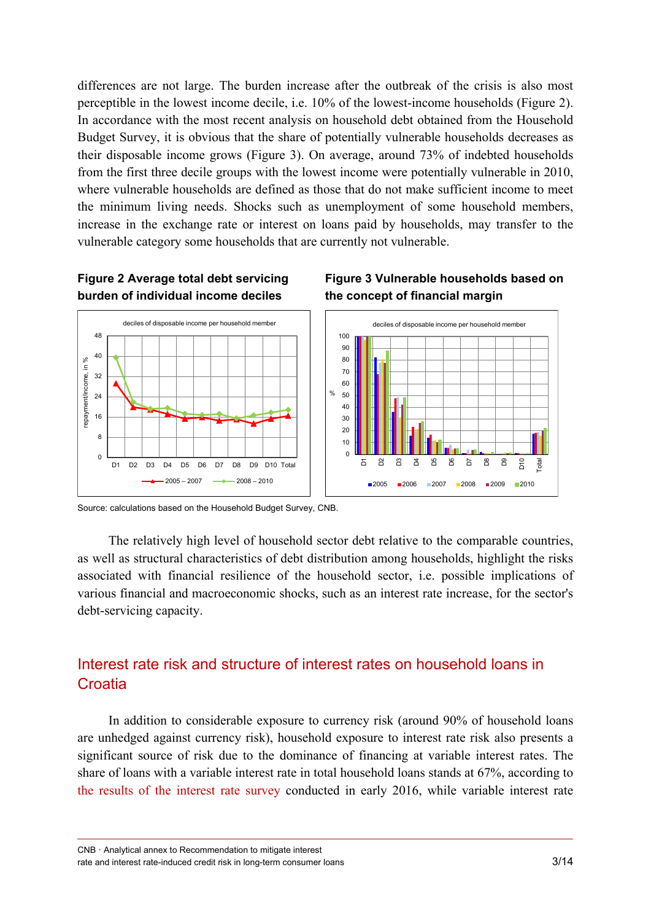differences are not large. The burden increase after the outbreak of the crisis is also most perceptible in the lowest income decile, i.e. 10% of the lowest-income households (Figure 2). In accordance with the most recent analysis on household debt obtained from the Household Budget Survey, it is obvious that the share of potentially vulnerable households decreases as their disposable income grows (Figure 3). On average, around 73% of indebted households from the first three decile groups with the lowest income were potentially vulnerable in 2010, where vulnerable households are defined as those that do not make sufficient income to meet the minimum living needs. Shocks such as unemployment of some household members, increase in the exchange rate or interest on loans paid by households, may transfer to the vulnerable category some households that are currently not vulnerable.

**Figure 2 Average total debt servicing burden of individual income deciles**

**Figure 3 Vulnerable households based on the concept of financial margin**

Source: calculations based on the Household Budget Survey, CNB.

The relatively high level of household sector debt relative to the comparable countries, as well as structural characteristics of debt distribution among households, highlight the risks associated with financial resilience of the household sector, i.e. possible implications of various financial and macroeconomic shocks, such as an interest rate increase, for the sector's debt-servicing capacity.

## Interest rate risk and structure of interest rates on household loans in Croatia

In addition to considerable exposure to currency risk (around 90% of household loans are unhedged against currency risk), household exposure to interest rate risk also presents a significant source of risk due to the dominance of financing at variable interest rates. The share of loans with a variable interest rate in total household loans stands at 67%, according to the results of the interest rate survey conducted in early 2016, while variable interest rate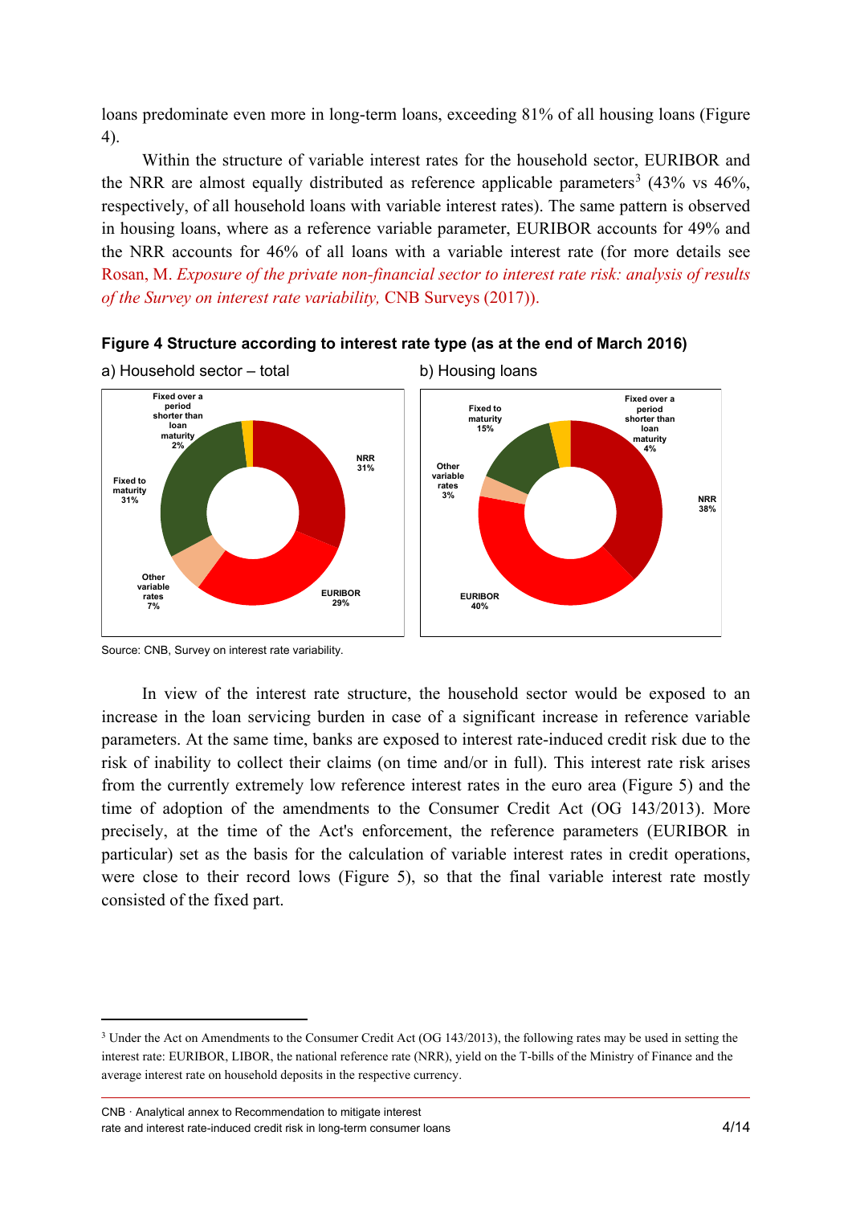loans predominate even more in long-term loans, exceeding 81% of all housing loans (Figure 4).

Within the structure of variable interest rates for the household sector, EURIBOR and the NRR are almost equally distributed as reference applicable parameters[3] (43% vs 46%, respectively, of all household loans with variable interest rates). The same pattern is observed in housing loans, where as a reference variable parameter, EURIBOR accounts for 49% and the NRR accounts for 46% of all loans with a variable interest rate (for more details see Rosan, M. *Exposure of the private non-financial sector to interest rate risk: analysis of results of the Survey on interest rate variability,* CNB Surveys (2017)).

**Figure 4 Structure according to interest rate type (as at the end of March 2016)**

a) Household sector – total

| Interest rate type | Share |
|---|---|
| NRR | 31% |
| EURIBOR | 29% |
| Other variable rates | 7% |
| Fixed to maturity | 31% |
| Fixed over a period shorter than loan maturity | 2% |

b) Housing loans

| Interest rate type | Share |
|---|---|
| NRR | 38% |
| EURIBOR | 40% |
| Other variable rates | 3% |
| Fixed to maturity | 15% |
| Fixed over a period shorter than loan maturity | 4% |

Source: CNB, Survey on interest rate variability.

In view of the interest rate structure, the household sector would be exposed to an increase in the loan servicing burden in case of a significant increase in reference variable parameters. At the same time, banks are exposed to interest rate-induced credit risk due to the risk of inability to collect their claims (on time and/or in full). This interest rate risk arises from the currently extremely low reference interest rates in the euro area (Figure 5) and the time of adoption of the amendments to the Consumer Credit Act (OG 143/2013). More precisely, at the time of the Act's enforcement, the reference parameters (EURIBOR in particular) set as the basis for the calculation of variable interest rates in credit operations, were close to their record lows (Figure 5), so that the final variable interest rate mostly consisted of the fixed part.

---

[3] Under the Act on Amendments to the Consumer Credit Act (OG 143/2013), the following rates may be used in setting the interest rate: EURIBOR, LIBOR, the national reference rate (NRR), yield on the T-bills of the Ministry of Finance and the average interest rate on household deposits in the respective currency.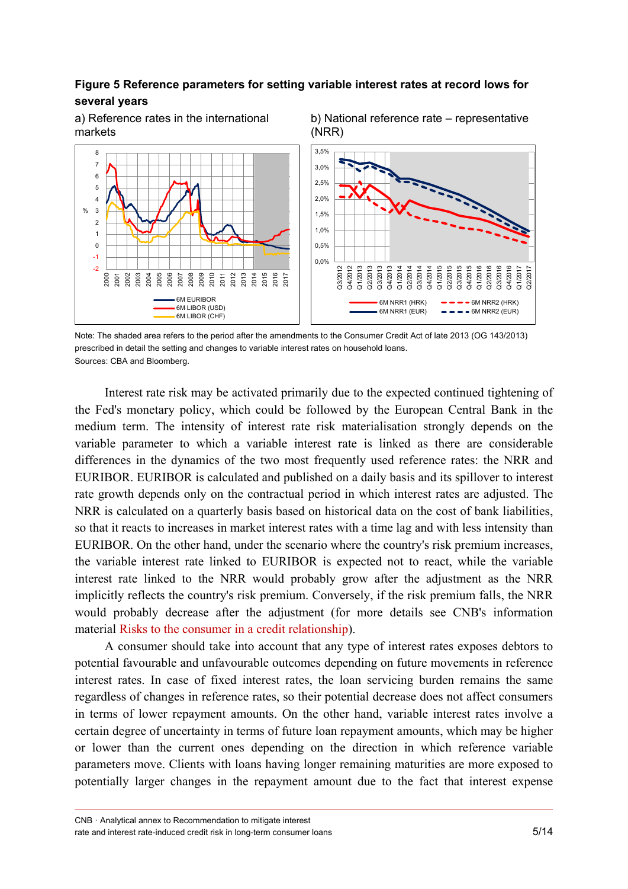**Figure 5 Reference parameters for setting variable interest rates at record lows for several years**

a) Reference rates in the international markets

b) National reference rate – representative (NRR)

Note: The shaded area refers to the period after the amendments to the Consumer Credit Act of late 2013 (OG 143/2013) prescribed in detail the setting and changes to variable interest rates on household loans.
Sources: CBA and Bloomberg.

Interest rate risk may be activated primarily due to the expected continued tightening of the Fed's monetary policy, which could be followed by the European Central Bank in the medium term. The intensity of interest rate risk materialisation strongly depends on the variable parameter to which a variable interest rate is linked as there are considerable differences in the dynamics of the two most frequently used reference rates: the NRR and EURIBOR. EURIBOR is calculated and published on a daily basis and its spillover to interest rate growth depends only on the contractual period in which interest rates are adjusted. The NRR is calculated on a quarterly basis based on historical data on the cost of bank liabilities, so that it reacts to increases in market interest rates with a time lag and with less intensity than EURIBOR. On the other hand, under the scenario where the country's risk premium increases, the variable interest rate linked to EURIBOR is expected not to react, while the variable interest rate linked to the NRR would probably grow after the adjustment as the NRR implicitly reflects the country's risk premium. Conversely, if the risk premium falls, the NRR would probably decrease after the adjustment (for more details see CNB's information material Risks to the consumer in a credit relationship).

A consumer should take into account that any type of interest rates exposes debtors to potential favourable and unfavourable outcomes depending on future movements in reference interest rates. In case of fixed interest rates, the loan servicing burden remains the same regardless of changes in reference rates, so their potential decrease does not affect consumers in terms of lower repayment amounts. On the other hand, variable interest rates involve a certain degree of uncertainty in terms of future loan repayment amounts, which may be higher or lower than the current ones depending on the direction in which reference variable parameters move. Clients with loans having longer remaining maturities are more exposed to potentially larger changes in the repayment amount due to the fact that interest expense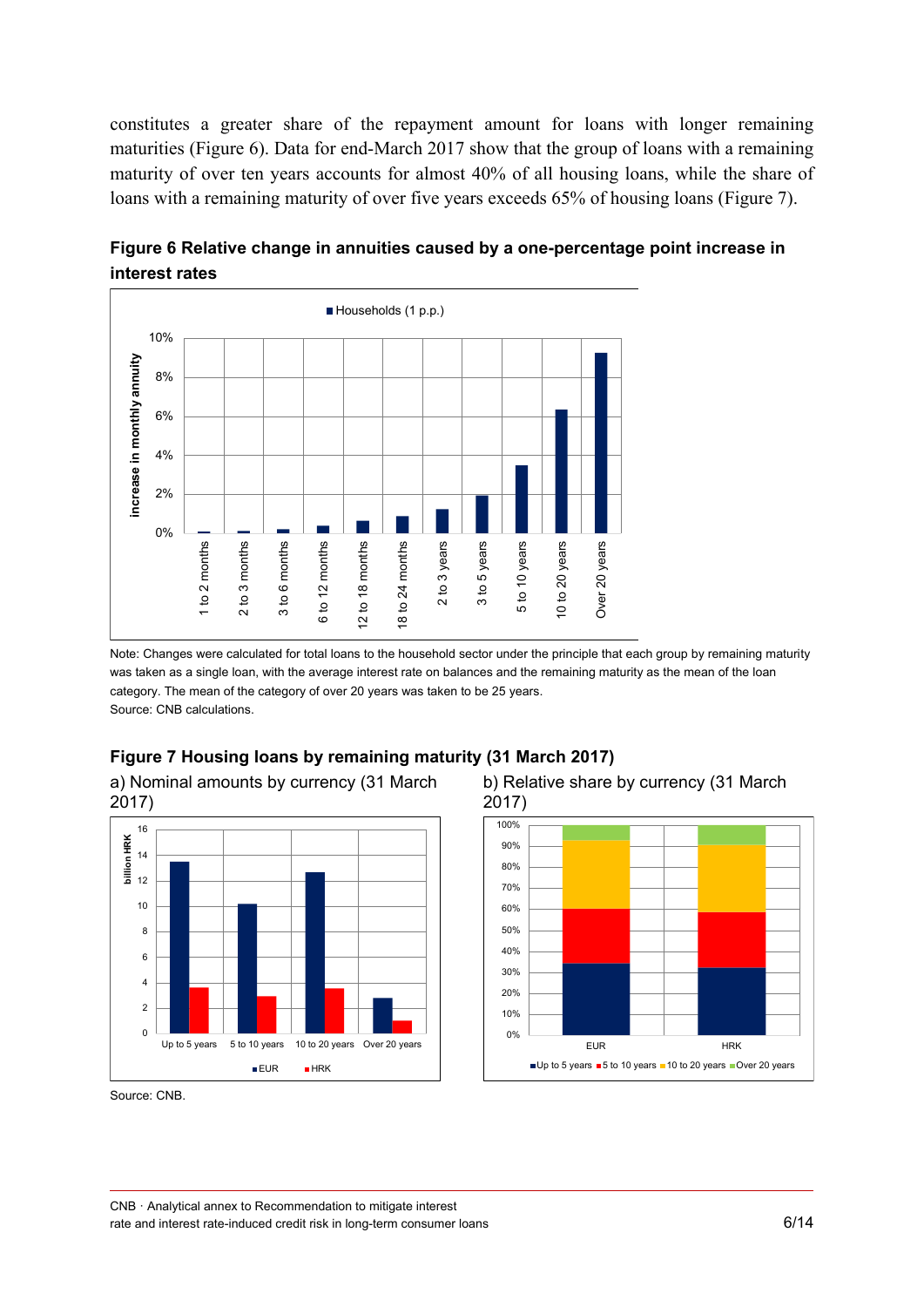constitutes a greater share of the repayment amount for loans with longer remaining maturities (Figure 6). Data for end-March 2017 show that the group of loans with a remaining maturity of over ten years accounts for almost 40% of all housing loans, while the share of loans with a remaining maturity of over five years exceeds 65% of housing loans (Figure 7).

**Figure 6 Relative change in annuities caused by a one-percentage point increase in interest rates**

Note: Changes were calculated for total loans to the household sector under the principle that each group by remaining maturity was taken as a single loan, with the average interest rate on balances and the remaining maturity as the mean of the loan category. The mean of the category of over 20 years was taken to be 25 years.
Source: CNB calculations.

**Figure 7 Housing loans by remaining maturity (31 March 2017)**

a) Nominal amounts by currency (31 March 2017)

b) Relative share by currency (31 March 2017)

Source: CNB.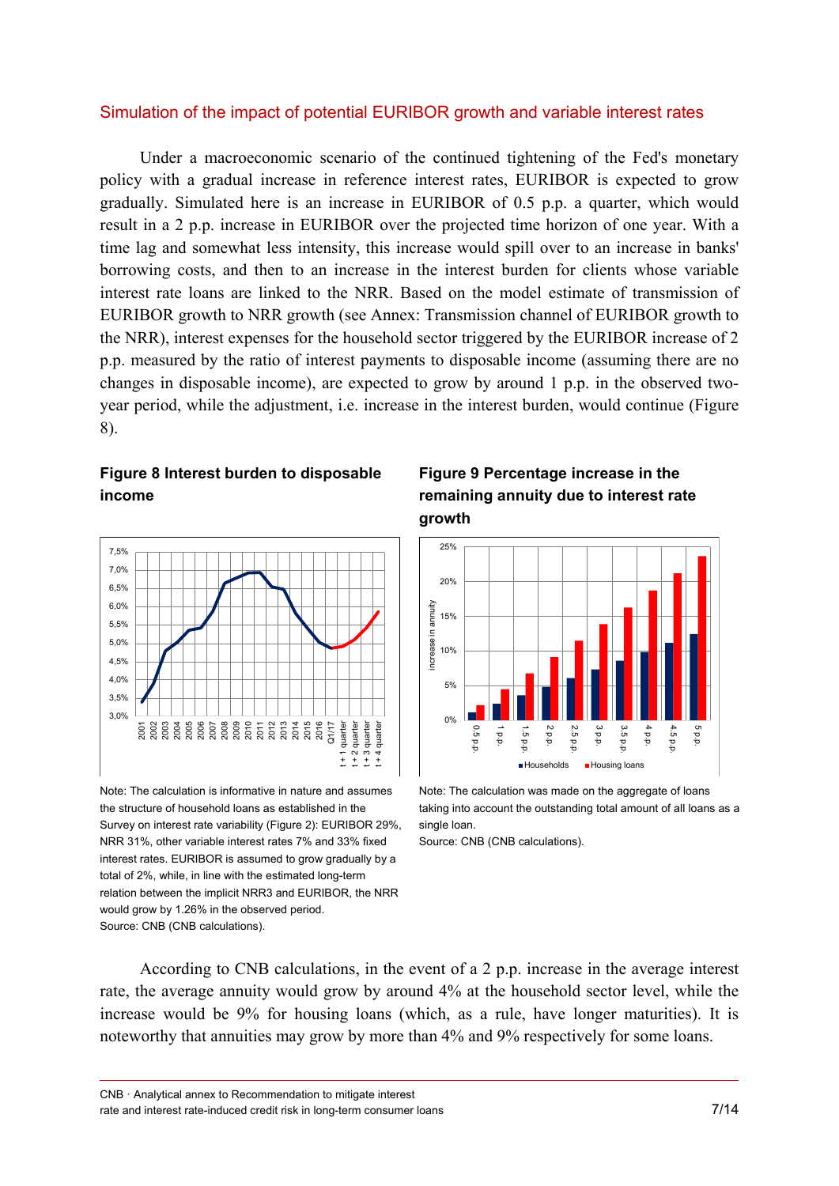### Simulation of the impact of potential EURIBOR growth and variable interest rates

Under a macroeconomic scenario of the continued tightening of the Fed's monetary policy with a gradual increase in reference interest rates, EURIBOR is expected to grow gradually. Simulated here is an increase in EURIBOR of 0.5 p.p. a quarter, which would result in a 2 p.p. increase in EURIBOR over the projected time horizon of one year. With a time lag and somewhat less intensity, this increase would spill over to an increase in banks' borrowing costs, and then to an increase in the interest burden for clients whose variable interest rate loans are linked to the NRR. Based on the model estimate of transmission of EURIBOR growth to NRR growth (see Annex: Transmission channel of EURIBOR growth to the NRR), interest expenses for the household sector triggered by the EURIBOR increase of 2 p.p. measured by the ratio of interest payments to disposable income (assuming there are no changes in disposable income), are expected to grow by around 1 p.p. in the observed two-year period, while the adjustment, i.e. increase in the interest burden, would continue (Figure 8).

**Figure 8 Interest burden to disposable income**

Note: The calculation is informative in nature and assumes the structure of household loans as established in the Survey on interest rate variability (Figure 2): EURIBOR 29%, NRR 31%, other variable interest rates 7% and 33% fixed interest rates. EURIBOR is assumed to grow gradually by a total of 2%, while, in line with the estimated long-term relation between the implicit NRR3 and EURIBOR, the NRR would grow by 1.26% in the observed period.
Source: CNB (CNB calculations).

**Figure 9 Percentage increase in the remaining annuity due to interest rate growth**

Note: The calculation was made on the aggregate of loans taking into account the outstanding total amount of all loans as a single loan.
Source: CNB (CNB calculations).

According to CNB calculations, in the event of a 2 p.p. increase in the average interest rate, the average annuity would grow by around 4% at the household sector level, while the increase would be 9% for housing loans (which, as a rule, have longer maturities). It is noteworthy that annuities may grow by more than 4% and 9% respectively for some loans.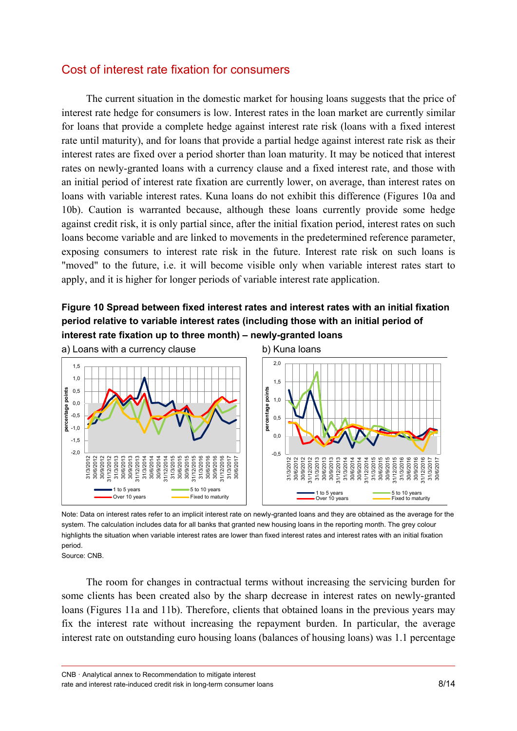## Cost of interest rate fixation for consumers

The current situation in the domestic market for housing loans suggests that the price of interest rate hedge for consumers is low. Interest rates in the loan market are currently similar for loans that provide a complete hedge against interest rate risk (loans with a fixed interest rate until maturity), and for loans that provide a partial hedge against interest rate risk as their interest rates are fixed over a period shorter than loan maturity. It may be noticed that interest rates on newly-granted loans with a currency clause and a fixed interest rate, and those with an initial period of interest rate fixation are currently lower, on average, than interest rates on loans with variable interest rates. Kuna loans do not exhibit this difference (Figures 10a and 10b). Caution is warranted because, although these loans currently provide some hedge against credit risk, it is only partial since, after the initial fixation period, interest rates on such loans become variable and are linked to movements in the predetermined reference parameter, exposing consumers to interest rate risk in the future. Interest rate risk on such loans is "moved" to the future, i.e. it will become visible only when variable interest rates start to apply, and it is higher for longer periods of variable interest rate application.

**Figure 10 Spread between fixed interest rates and interest rates with an initial fixation period relative to variable interest rates (including those with an initial period of interest rate fixation up to three month) – newly-granted loans**

a) Loans with a currency clause

b) Kuna loans

Note: Data on interest rates refer to an implicit interest rate on newly-granted loans and they are obtained as the average for the system. The calculation includes data for all banks that granted new housing loans in the reporting month. The grey colour highlights the situation when variable interest rates are lower than fixed interest rates and interest rates with an initial fixation period.

Source: CNB.

The room for changes in contractual terms without increasing the servicing burden for some clients has been created also by the sharp decrease in interest rates on newly-granted loans (Figures 11a and 11b). Therefore, clients that obtained loans in the previous years may fix the interest rate without increasing the repayment burden. In particular, the average interest rate on outstanding euro housing loans (balances of housing loans) was 1.1 percentage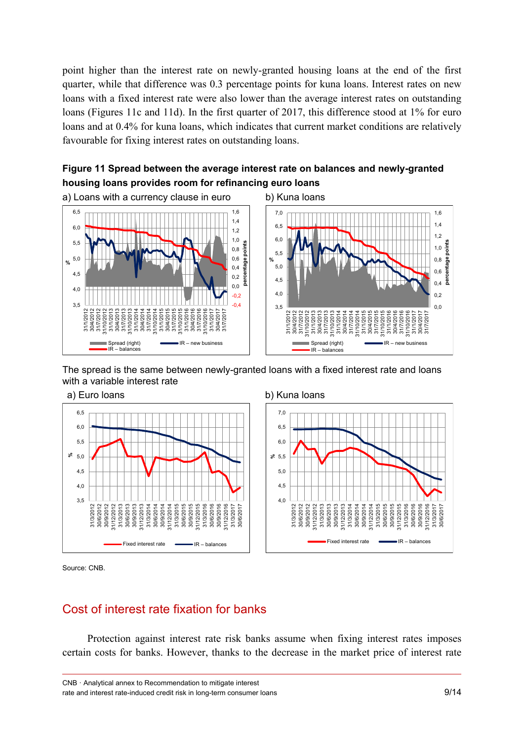point higher than the interest rate on newly-granted housing loans at the end of the first quarter, while that difference was 0.3 percentage points for kuna loans. Interest rates on new loans with a fixed interest rate were also lower than the average interest rates on outstanding loans (Figures 11c and 11d). In the first quarter of 2017, this difference stood at 1% for euro loans and at 0.4% for kuna loans, which indicates that current market conditions are relatively favourable for fixing interest rates on outstanding loans.

**Figure 11 Spread between the average interest rate on balances and newly-granted housing loans provides room for refinancing euro loans**

a) Loans with a currency clause in euro

b) Kuna loans

The spread is the same between newly-granted loans with a fixed interest rate and loans with a variable interest rate

a) Euro loans

b) Kuna loans

Source: CNB.

## Cost of interest rate fixation for banks

Protection against interest rate risk banks assume when fixing interest rates imposes certain costs for banks. However, thanks to the decrease in the market price of interest rate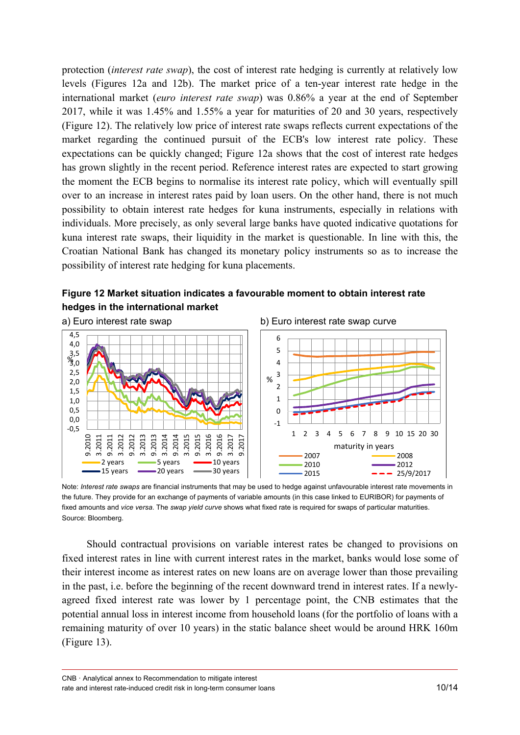protection (*interest rate swap*), the cost of interest rate hedging is currently at relatively low levels (Figures 12a and 12b). The market price of a ten-year interest rate hedge in the international market (*euro interest rate swap*) was 0.86% a year at the end of September 2017, while it was 1.45% and 1.55% a year for maturities of 20 and 30 years, respectively (Figure 12). The relatively low price of interest rate swaps reflects current expectations of the market regarding the continued pursuit of the ECB's low interest rate policy. These expectations can be quickly changed; Figure 12a shows that the cost of interest rate hedges has grown slightly in the recent period. Reference interest rates are expected to start growing the moment the ECB begins to normalise its interest rate policy, which will eventually spill over to an increase in interest rates paid by loan users. On the other hand, there is not much possibility to obtain interest rate hedges for kuna instruments, especially in relations with individuals. More precisely, as only several large banks have quoted indicative quotations for kuna interest rate swaps, their liquidity in the market is questionable. In line with this, the Croatian National Bank has changed its monetary policy instruments so as to increase the possibility of interest rate hedging for kuna placements.

**Figure 12 Market situation indicates a favourable moment to obtain interest rate hedges in the international market**

a) Euro interest rate swap

b) Euro interest rate swap curve

Note: *Interest rate swaps* are financial instruments that may be used to hedge against unfavourable interest rate movements in the future. They provide for an exchange of payments of variable amounts (in this case linked to EURIBOR) for payments of fixed amounts and *vice versa*. The *swap yield curve* shows what fixed rate is required for swaps of particular maturities.
Source: Bloomberg.

Should contractual provisions on variable interest rates be changed to provisions on fixed interest rates in line with current interest rates in the market, banks would lose some of their interest income as interest rates on new loans are on average lower than those prevailing in the past, i.e. before the beginning of the recent downward trend in interest rates. If a newly-agreed fixed interest rate was lower by 1 percentage point, the CNB estimates that the potential annual loss in interest income from household loans (for the portfolio of loans with a remaining maturity of over 10 years) in the static balance sheet would be around HRK 160m (Figure 13).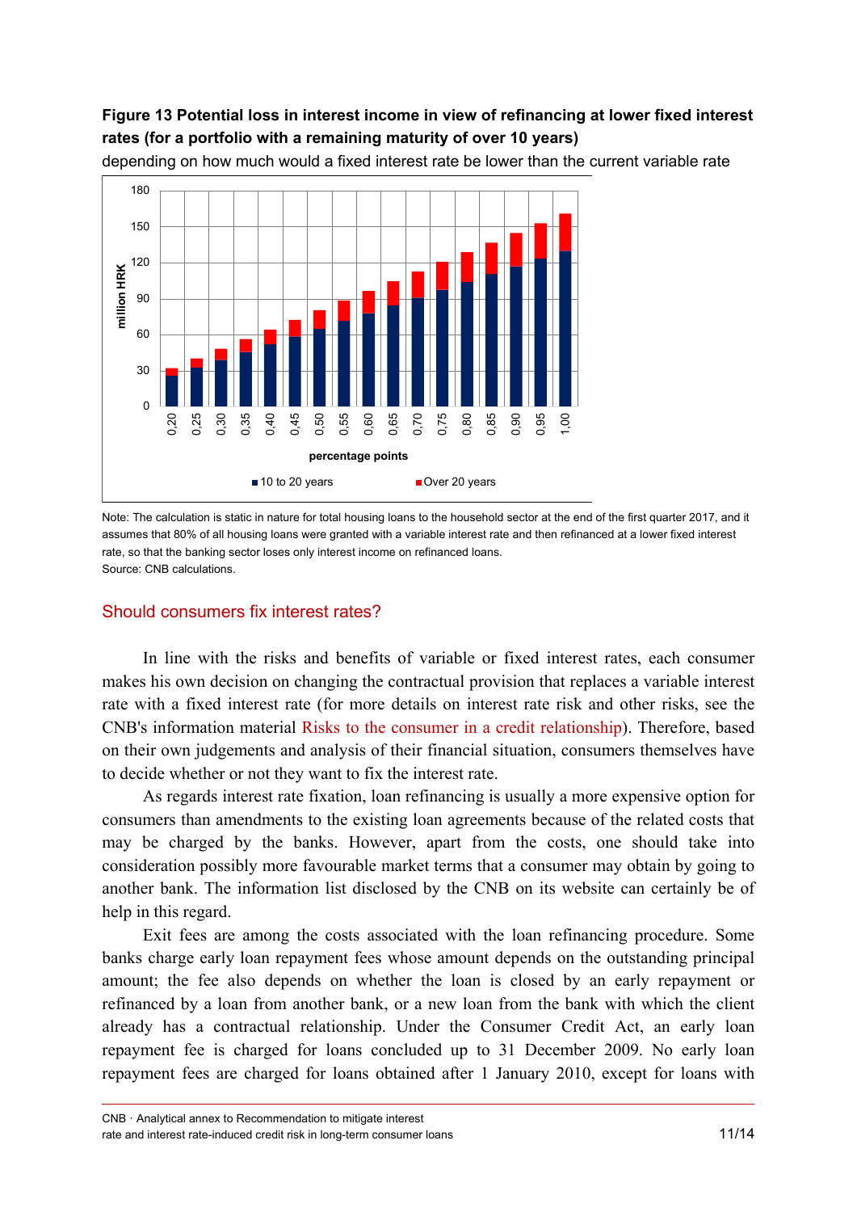**Figure 13 Potential loss in interest income in view of refinancing at lower fixed interest rates (for a portfolio with a remaining maturity of over 10 years)**

depending on how much would a fixed interest rate be lower than the current variable rate

Note: The calculation is static in nature for total housing loans to the household sector at the end of the first quarter 2017, and it assumes that 80% of all housing loans were granted with a variable interest rate and then refinanced at a lower fixed interest rate, so that the banking sector loses only interest income on refinanced loans.

Source: CNB calculations.

## Should consumers fix interest rates?

In line with the risks and benefits of variable or fixed interest rates, each consumer makes his own decision on changing the contractual provision that replaces a variable interest rate with a fixed interest rate (for more details on interest rate risk and other risks, see the CNB's information material Risks to the consumer in a credit relationship). Therefore, based on their own judgements and analysis of their financial situation, consumers themselves have to decide whether or not they want to fix the interest rate.

As regards interest rate fixation, loan refinancing is usually a more expensive option for consumers than amendments to the existing loan agreements because of the related costs that may be charged by the banks. However, apart from the costs, one should take into consideration possibly more favourable market terms that a consumer may obtain by going to another bank. The information list disclosed by the CNB on its website can certainly be of help in this regard.

Exit fees are among the costs associated with the loan refinancing procedure. Some banks charge early loan repayment fees whose amount depends on the outstanding principal amount; the fee also depends on whether the loan is closed by an early repayment or refinanced by a loan from another bank, or a new loan from the bank with which the client already has a contractual relationship. Under the Consumer Credit Act, an early loan repayment fee is charged for loans concluded up to 31 December 2009. No early loan repayment fees are charged for loans obtained after 1 January 2010, except for loans with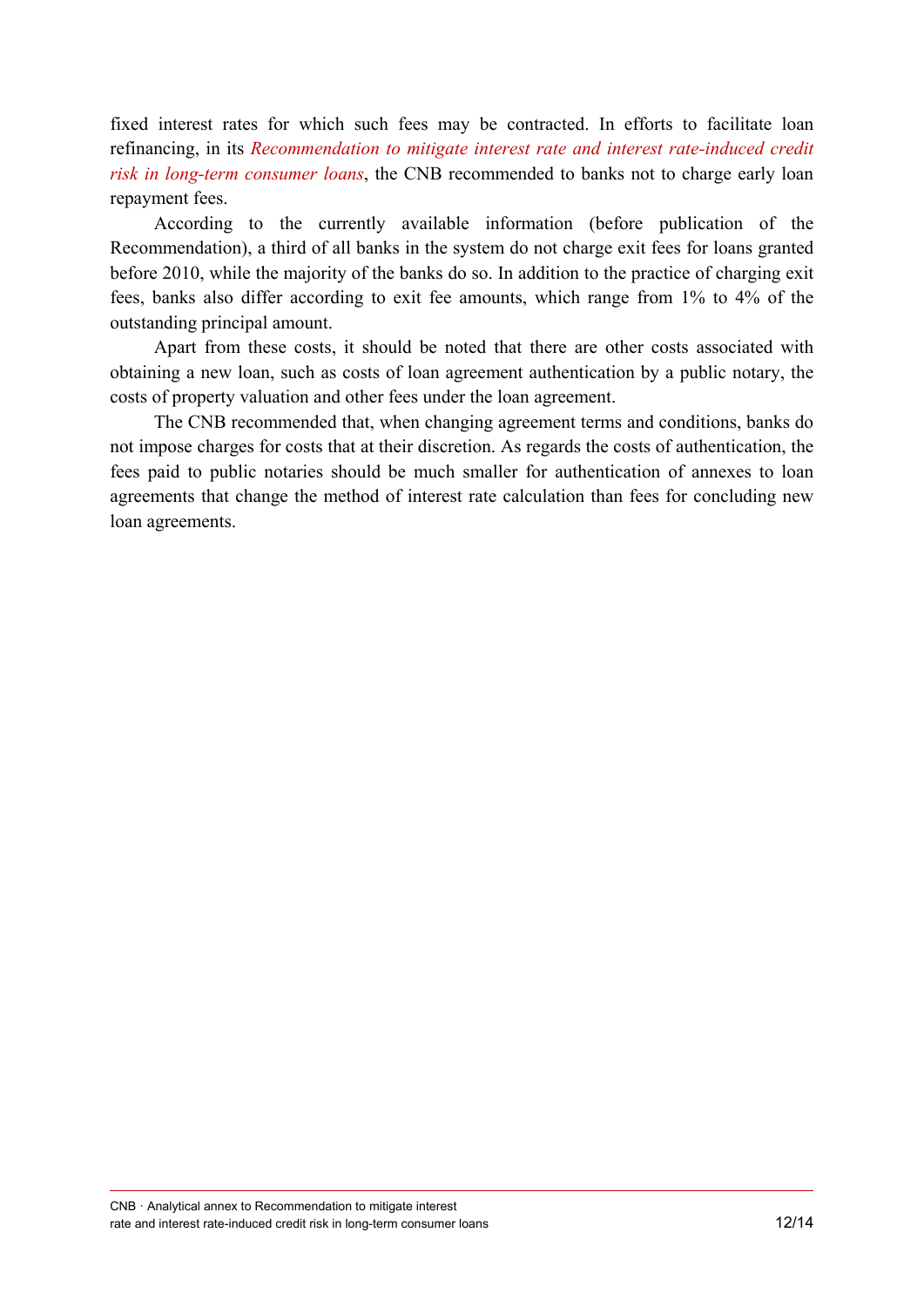fixed interest rates for which such fees may be contracted. In efforts to facilitate loan refinancing, in its *Recommendation to mitigate interest rate and interest rate-induced credit risk in long-term consumer loans*, the CNB recommended to banks not to charge early loan repayment fees.

According to the currently available information (before publication of the Recommendation), a third of all banks in the system do not charge exit fees for loans granted before 2010, while the majority of the banks do so. In addition to the practice of charging exit fees, banks also differ according to exit fee amounts, which range from 1% to 4% of the outstanding principal amount.

Apart from these costs, it should be noted that there are other costs associated with obtaining a new loan, such as costs of loan agreement authentication by a public notary, the costs of property valuation and other fees under the loan agreement.

The CNB recommended that, when changing agreement terms and conditions, banks do not impose charges for costs that at their discretion. As regards the costs of authentication, the fees paid to public notaries should be much smaller for authentication of annexes to loan agreements that change the method of interest rate calculation than fees for concluding new loan agreements.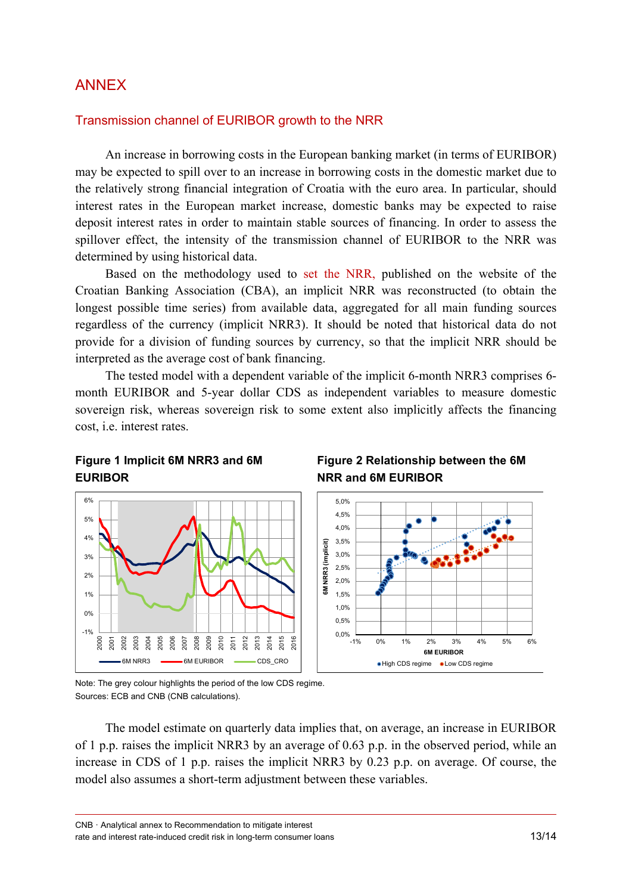# ANNEX

## Transmission channel of EURIBOR growth to the NRR

An increase in borrowing costs in the European banking market (in terms of EURIBOR) may be expected to spill over to an increase in borrowing costs in the domestic market due to the relatively strong financial integration of Croatia with the euro area. In particular, should interest rates in the European market increase, domestic banks may be expected to raise deposit interest rates in order to maintain stable sources of financing. In order to assess the spillover effect, the intensity of the transmission channel of EURIBOR to the NRR was determined by using historical data.

Based on the methodology used to set the NRR, published on the website of the Croatian Banking Association (CBA), an implicit NRR was reconstructed (to obtain the longest possible time series) from available data, aggregated for all main funding sources regardless of the currency (implicit NRR3). It should be noted that historical data do not provide for a division of funding sources by currency, so that the implicit NRR should be interpreted as the average cost of bank financing.

The tested model with a dependent variable of the implicit 6-month NRR3 comprises 6-month EURIBOR and 5-year dollar CDS as independent variables to measure domestic sovereign risk, whereas sovereign risk to some extent also implicitly affects the financing cost, i.e. interest rates.

**Figure 1 Implicit 6M NRR3 and 6M EURIBOR**

**Figure 2 Relationship between the 6M NRR and 6M EURIBOR**

Note: The grey colour highlights the period of the low CDS regime.
Sources: ECB and CNB (CNB calculations).

The model estimate on quarterly data implies that, on average, an increase in EURIBOR of 1 p.p. raises the implicit NRR3 by an average of 0.63 p.p. in the observed period, while an increase in CDS of 1 p.p. raises the implicit NRR3 by 0.23 p.p. on average. Of course, the model also assumes a short-term adjustment between these variables.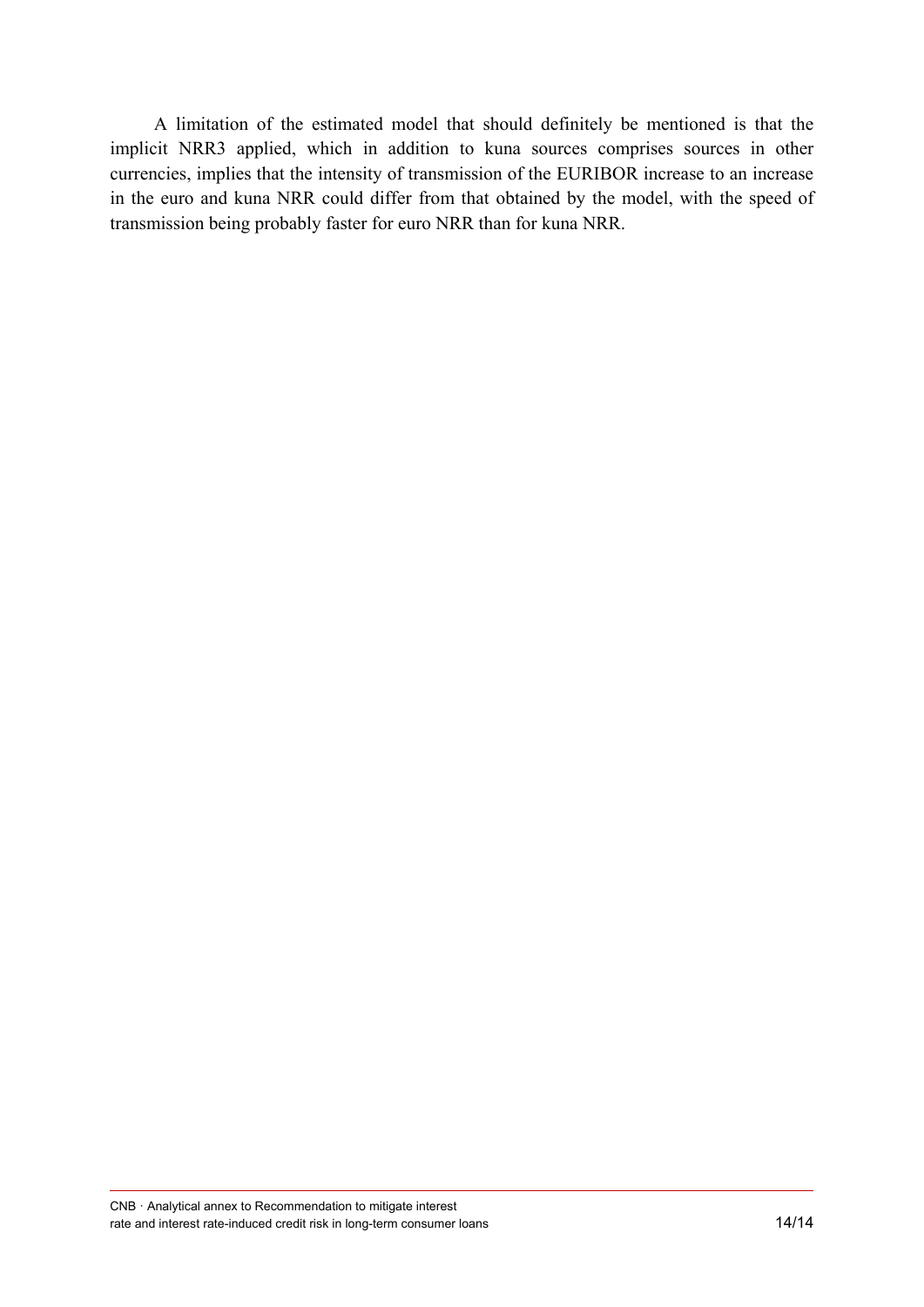A limitation of the estimated model that should definitely be mentioned is that the implicit NRR3 applied, which in addition to kuna sources comprises sources in other currencies, implies that the intensity of transmission of the EURIBOR increase to an increase in the euro and kuna NRR could differ from that obtained by the model, with the speed of transmission being probably faster for euro NRR than for kuna NRR.